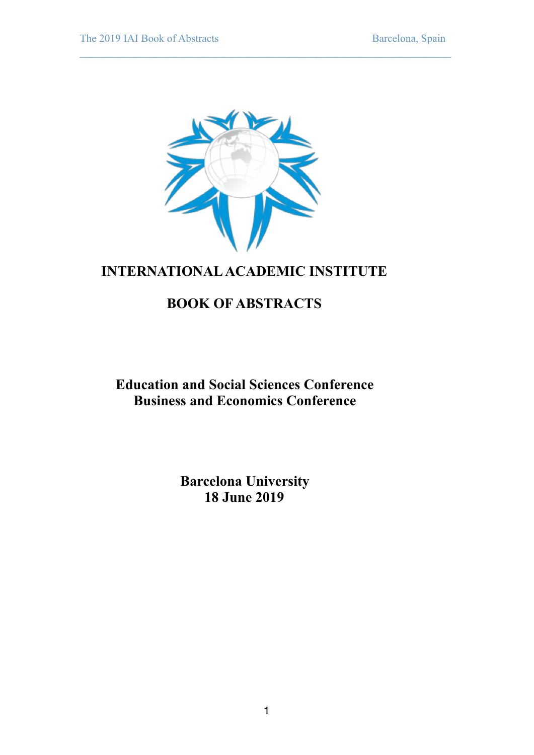# INTERNATIONAL ACADEMIC INSTITUTE

# BOOK OF ABSTRACTS

## Education and Social Sciences Conference
## Business and Economics Conference

## Barcelona University
## 18 June 2019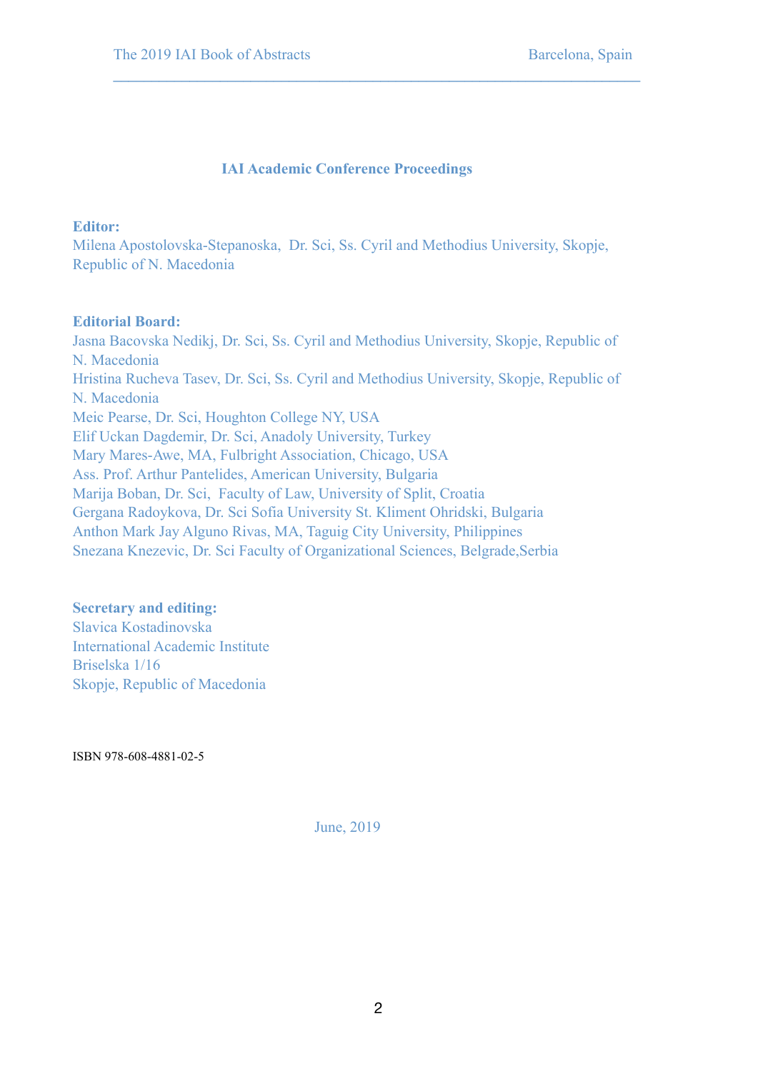## IAI Academic Conference Proceedings

**Editor:**

Milena Apostolovska-Stepanoska, Dr. Sci, Ss. Cyril and Methodius University, Skopje, Republic of N. Macedonia

**Editorial Board:**

Jasna Bacovska Nedikj, Dr. Sci, Ss. Cyril and Methodius University, Skopje, Republic of N. Macedonia
Hristina Rucheva Tasev, Dr. Sci, Ss. Cyril and Methodius University, Skopje, Republic of N. Macedonia
Meic Pearse, Dr. Sci, Houghton College NY, USA
Elif Uckan Dagdemir, Dr. Sci, Anadoly University, Turkey
Mary Mares-Awe, MA, Fulbright Association, Chicago, USA
Ass. Prof. Arthur Pantelides, American University, Bulgaria
Marija Boban, Dr. Sci, Faculty of Law, University of Split, Croatia
Gergana Radoykova, Dr. Sci Sofia University St. Kliment Ohridski, Bulgaria
Anthon Mark Jay Alguno Rivas, MA, Taguig City University, Philippines
Snezana Knezevic, Dr. Sci Faculty of Organizational Sciences, Belgrade,Serbia

**Secretary and editing:**

Slavica Kostadinovska
International Academic Institute
Briselska 1/16
Skopje, Republic of Macedonia

ISBN 978-608-4881-02-5

June, 2019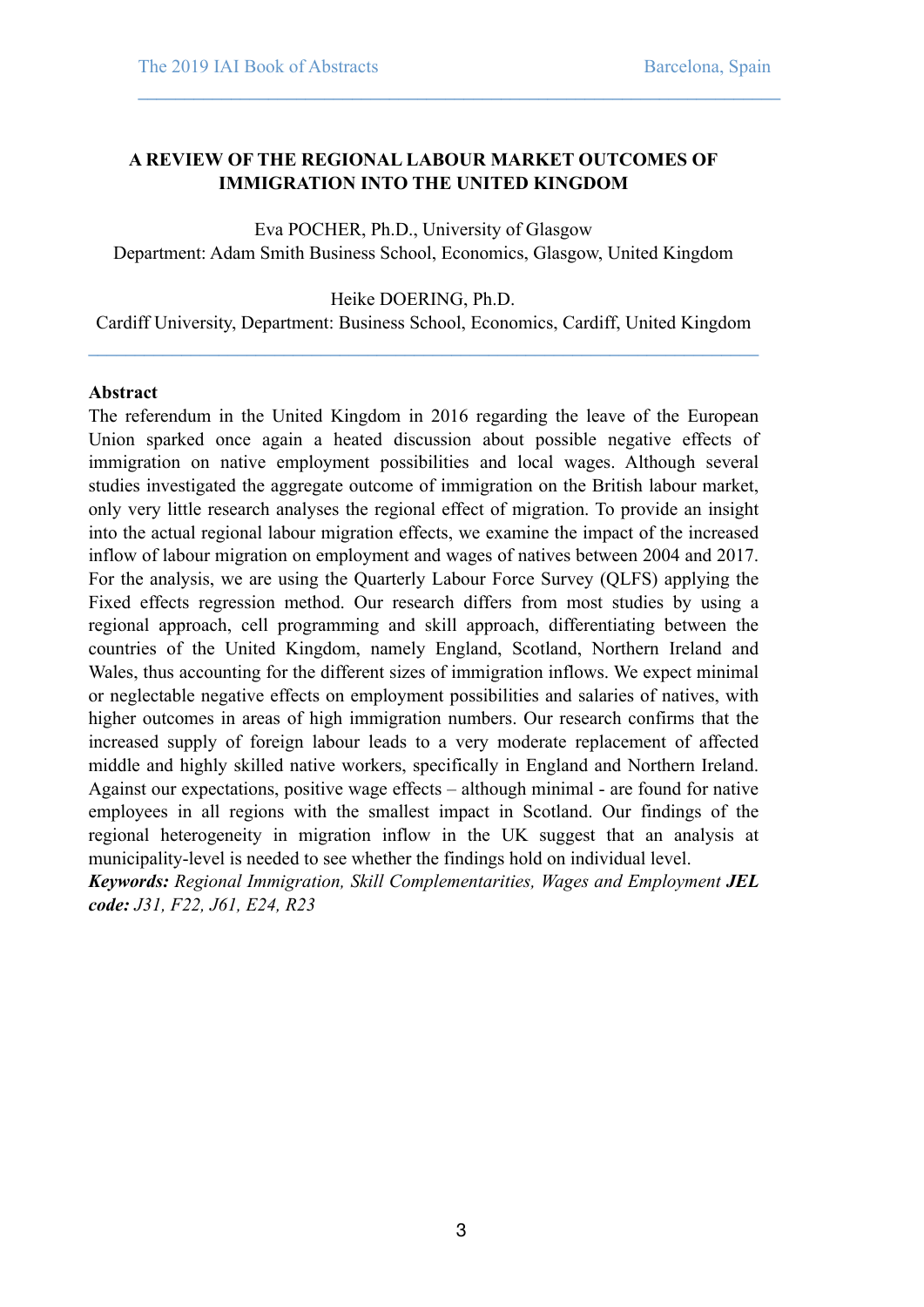# A REVIEW OF THE REGIONAL LABOUR MARKET OUTCOMES OF IMMIGRATION INTO THE UNITED KINGDOM

Eva POCHER, Ph.D., University of Glasgow
Department: Adam Smith Business School, Economics, Glasgow, United Kingdom

Heike DOERING, Ph.D.
Cardiff University, Department: Business School, Economics, Cardiff, United Kingdom

**Abstract**

The referendum in the United Kingdom in 2016 regarding the leave of the European Union sparked once again a heated discussion about possible negative effects of immigration on native employment possibilities and local wages. Although several studies investigated the aggregate outcome of immigration on the British labour market, only very little research analyses the regional effect of migration. To provide an insight into the actual regional labour migration effects, we examine the impact of the increased inflow of labour migration on employment and wages of natives between 2004 and 2017. For the analysis, we are using the Quarterly Labour Force Survey (QLFS) applying the Fixed effects regression method. Our research differs from most studies by using a regional approach, cell programming and skill approach, differentiating between the countries of the United Kingdom, namely England, Scotland, Northern Ireland and Wales, thus accounting for the different sizes of immigration inflows. We expect minimal or neglectable negative effects on employment possibilities and salaries of natives, with higher outcomes in areas of high immigration numbers. Our research confirms that the increased supply of foreign labour leads to a very moderate replacement of affected middle and highly skilled native workers, specifically in England and Northern Ireland. Against our expectations, positive wage effects – although minimal - are found for native employees in all regions with the smallest impact in Scotland. Our findings of the regional heterogeneity in migration inflow in the UK suggest that an analysis at municipality-level is needed to see whether the findings hold on individual level.

***Keywords:*** *Regional Immigration, Skill Complementarities, Wages and Employment* ***JEL code:*** *J31, F22, J61, E24, R23*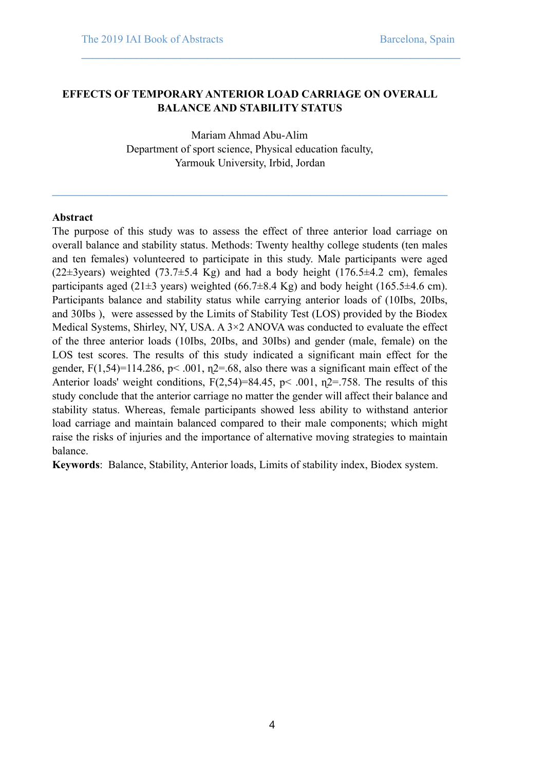# EFFECTS OF TEMPORARY ANTERIOR LOAD CARRIAGE ON OVERALL BALANCE AND STABILITY STATUS

Mariam Ahmad Abu-Alim
Department of sport science, Physical education faculty,
Yarmouk University, Irbid, Jordan

---

**Abstract**

The purpose of this study was to assess the effect of three anterior load carriage on overall balance and stability status. Methods: Twenty healthy college students (ten males and ten females) volunteered to participate in this study. Male participants were aged (22±3years) weighted (73.7±5.4 Kg) and had a body height (176.5±4.2 cm), females participants aged (21±3 years) weighted (66.7±8.4 Kg) and body height (165.5±4.6 cm). Participants balance and stability status while carrying anterior loads of (10Ibs, 20Ibs, and 30Ibs ), were assessed by the Limits of Stability Test (LOS) provided by the Biodex Medical Systems, Shirley, NY, USA. A 3×2 ANOVA was conducted to evaluate the effect of the three anterior loads (10Ibs, 20Ibs, and 30Ibs) and gender (male, female) on the LOS test scores. The results of this study indicated a significant main effect for the gender, $F(1,54)=114.286$, $p< .001$, $\eta 2=.68$, also there was a significant main effect of the Anterior loads' weight conditions, $F(2,54)=84.45$, $p< .001$, $\eta 2=.758$. The results of this study conclude that the anterior carriage no matter the gender will affect their balance and stability status. Whereas, female participants showed less ability to withstand anterior load carriage and maintain balanced compared to their male components; which might raise the risks of injuries and the importance of alternative moving strategies to maintain balance.

**Keywords**: Balance, Stability, Anterior loads, Limits of stability index, Biodex system.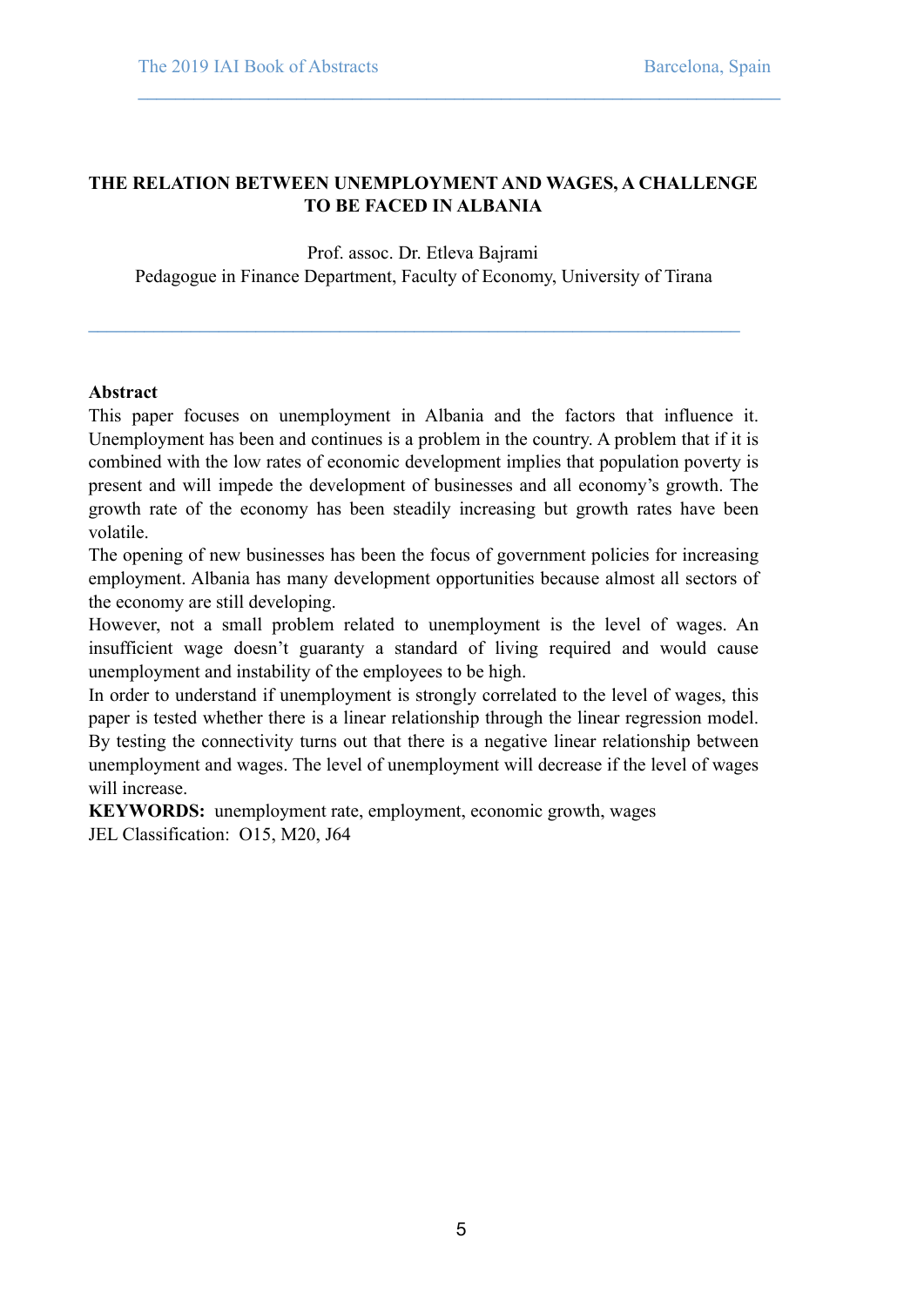# THE RELATION BETWEEN UNEMPLOYMENT AND WAGES, A CHALLENGE TO BE FACED IN ALBANIA

Prof. assoc. Dr. Etleva Bajrami

Pedagogue in Finance Department, Faculty of Economy, University of Tirana

---

**Abstract**

This paper focuses on unemployment in Albania and the factors that influence it. Unemployment has been and continues is a problem in the country. A problem that if it is combined with the low rates of economic development implies that population poverty is present and will impede the development of businesses and all economy's growth. The growth rate of the economy has been steadily increasing but growth rates have been volatile.

The opening of new businesses has been the focus of government policies for increasing employment. Albania has many development opportunities because almost all sectors of the economy are still developing.

However, not a small problem related to unemployment is the level of wages. An insufficient wage doesn't guaranty a standard of living required and would cause unemployment and instability of the employees to be high.

In order to understand if unemployment is strongly correlated to the level of wages, this paper is tested whether there is a linear relationship through the linear regression model. By testing the connectivity turns out that there is a negative linear relationship between unemployment and wages. The level of unemployment will decrease if the level of wages will increase.

**KEYWORDS:** unemployment rate, employment, economic growth, wages

JEL Classification: O15, M20, J64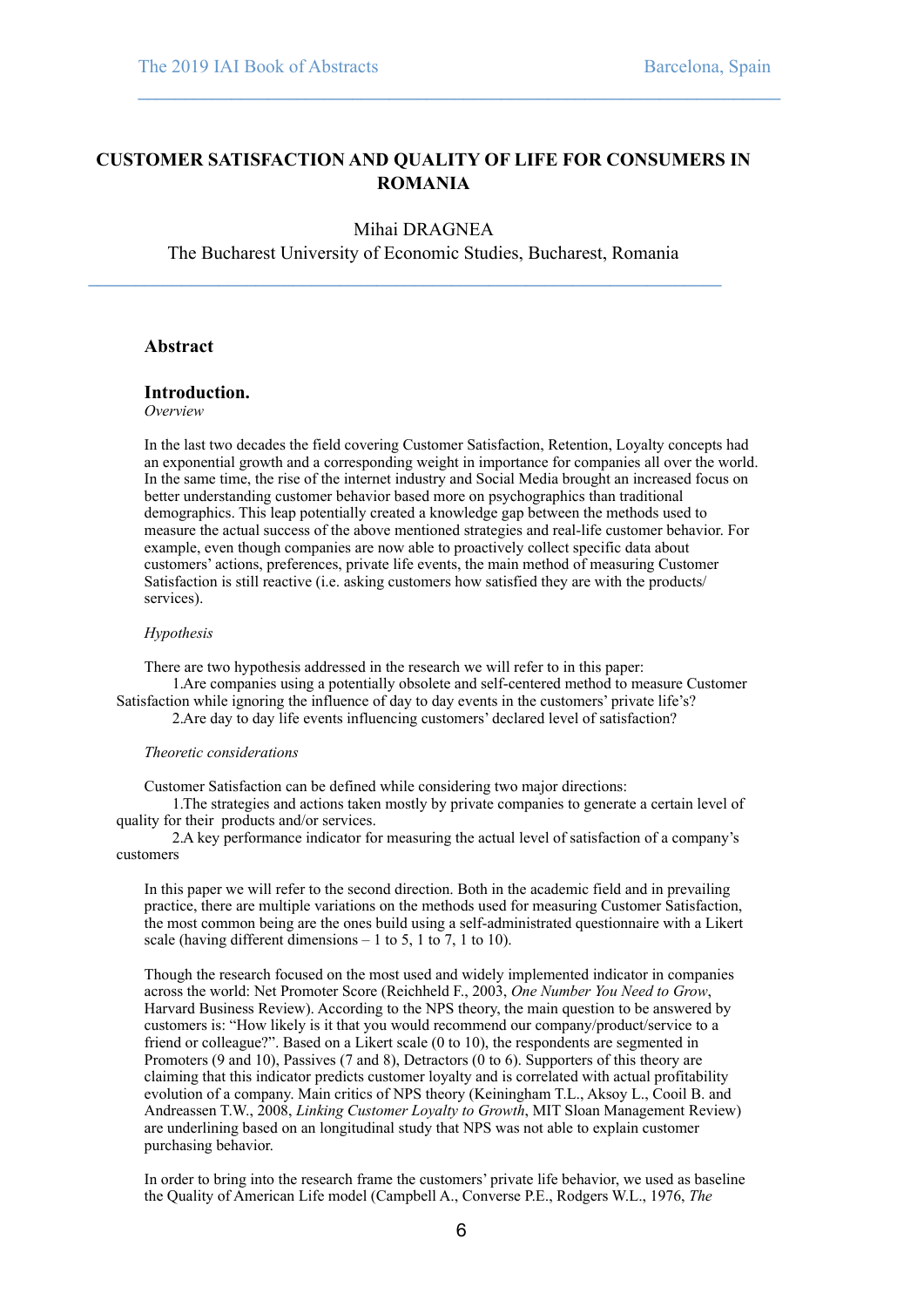## CUSTOMER SATISFACTION AND QUALITY OF LIFE FOR CONSUMERS IN ROMANIA

Mihai DRAGNEA

The Bucharest University of Economic Studies, Bucharest, Romania

### Abstract

### Introduction.

*Overview*

In the last two decades the field covering Customer Satisfaction, Retention, Loyalty concepts had an exponential growth and a corresponding weight in importance for companies all over the world. In the same time, the rise of the internet industry and Social Media brought an increased focus on better understanding customer behavior based more on psychographics than traditional demographics. This leap potentially created a knowledge gap between the methods used to measure the actual success of the above mentioned strategies and real-life customer behavior. For example, even though companies are now able to proactively collect specific data about customers' actions, preferences, private life events, the main method of measuring Customer Satisfaction is still reactive (i.e. asking customers how satisfied they are with the products/ services).

*Hypothesis*

There are two hypothesis addressed in the research we will refer to in this paper:

1.Are companies using a potentially obsolete and self-centered method to measure Customer Satisfaction while ignoring the influence of day to day events in the customers' private life's?

2.Are day to day life events influencing customers' declared level of satisfaction?

*Theoretic considerations*

Customer Satisfaction can be defined while considering two major directions:

1.The strategies and actions taken mostly by private companies to generate a certain level of quality for their products and/or services.

2.A key performance indicator for measuring the actual level of satisfaction of a company's customers

In this paper we will refer to the second direction. Both in the academic field and in prevailing practice, there are multiple variations on the methods used for measuring Customer Satisfaction, the most common being are the ones build using a self-administrated questionnaire with a Likert scale (having different dimensions – 1 to 5, 1 to 7, 1 to 10).

Though the research focused on the most used and widely implemented indicator in companies across the world: Net Promoter Score (Reichheld F., 2003, *One Number You Need to Grow*, Harvard Business Review). According to the NPS theory, the main question to be answered by customers is: "How likely is it that you would recommend our company/product/service to a friend or colleague?". Based on a Likert scale (0 to 10), the respondents are segmented in Promoters (9 and 10), Passives (7 and 8), Detractors (0 to 6). Supporters of this theory are claiming that this indicator predicts customer loyalty and is correlated with actual profitability evolution of a company. Main critics of NPS theory (Keiningham T.L., Aksoy L., Cooil B. and Andreassen T.W., 2008, *Linking Customer Loyalty to Growth*, MIT Sloan Management Review) are underlining based on an longitudinal study that NPS was not able to explain customer purchasing behavior.

In order to bring into the research frame the customers' private life behavior, we used as baseline the Quality of American Life model (Campbell A., Converse P.E., Rodgers W.L., 1976, *The*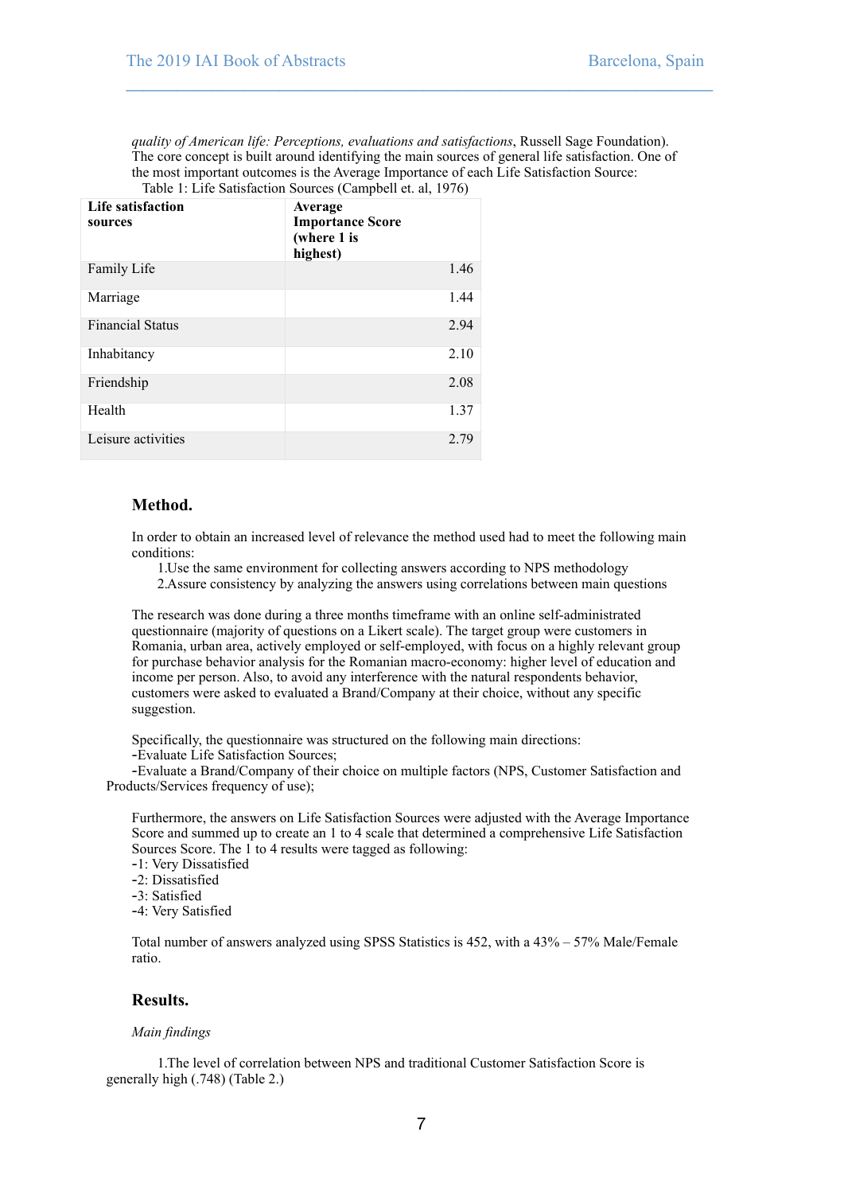*quality of American life: Perceptions, evaluations and satisfactions*, Russell Sage Foundation). The core concept is built around identifying the main sources of general life satisfaction. One of the most important outcomes is the Average Importance of each Life Satisfaction Source:

Table 1: Life Satisfaction Sources (Campbell et. al, 1976)

| **Life satisfaction sources** | **Average Importance Score (where 1 is highest)** |
|---|---|
| Family Life | 1.46 |
| Marriage | 1.44 |
| Financial Status | 2.94 |
| Inhabitancy | 2.10 |
| Friendship | 2.08 |
| Health | 1.37 |
| Leisure activities | 2.79 |

## Method.

In order to obtain an increased level of relevance the method used had to meet the following main conditions:

1. Use the same environment for collecting answers according to NPS methodology
2. Assure consistency by analyzing the answers using correlations between main questions

The research was done during a three months timeframe with an online self-administrated questionnaire (majority of questions on a Likert scale). The target group were customers in Romania, urban area, actively employed or self-employed, with focus on a highly relevant group for purchase behavior analysis for the Romanian macro-economy: higher level of education and income per person. Also, to avoid any interference with the natural respondents behavior, customers were asked to evaluated a Brand/Company at their choice, without any specific suggestion.

Specifically, the questionnaire was structured on the following main directions:

- Evaluate Life Satisfaction Sources;
- Evaluate a Brand/Company of their choice on multiple factors (NPS, Customer Satisfaction and Products/Services frequency of use);

Furthermore, the answers on Life Satisfaction Sources were adjusted with the Average Importance Score and summed up to create an 1 to 4 scale that determined a comprehensive Life Satisfaction Sources Score. The 1 to 4 results were tagged as following:

- 1: Very Dissatisfied
- 2: Dissatisfied
- 3: Satisfied
- 4: Very Satisfied

Total number of answers analyzed using SPSS Statistics is 452, with a 43% – 57% Male/Female ratio.

## Results.

*Main findings*

1. The level of correlation between NPS and traditional Customer Satisfaction Score is generally high (.748) (Table 2.)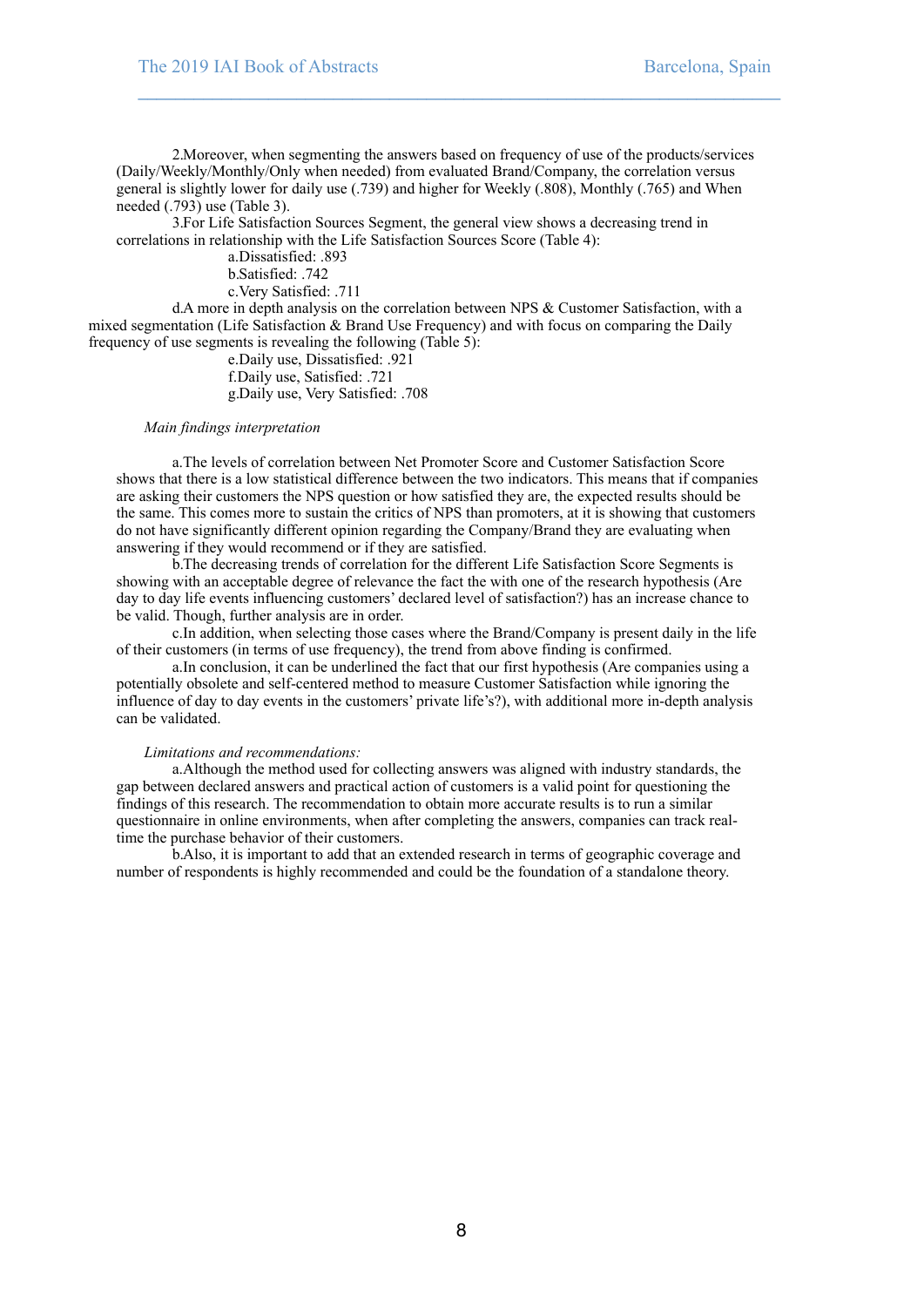2.Moreover, when segmenting the answers based on frequency of use of the products/services (Daily/Weekly/Monthly/Only when needed) from evaluated Brand/Company, the correlation versus general is slightly lower for daily use (.739) and higher for Weekly (.808), Monthly (.765) and When needed (.793) use (Table 3).

3.For Life Satisfaction Sources Segment, the general view shows a decreasing trend in correlations in relationship with the Life Satisfaction Sources Score (Table 4):

a.Dissatisfied: .893

b.Satisfied: .742

c.Very Satisfied: .711

d.A more in depth analysis on the correlation between NPS & Customer Satisfaction, with a mixed segmentation (Life Satisfaction & Brand Use Frequency) and with focus on comparing the Daily frequency of use segments is revealing the following (Table 5):

e.Daily use, Dissatisfied: .921

f.Daily use, Satisfied: .721

g.Daily use, Very Satisfied: .708

*Main findings interpretation*

a.The levels of correlation between Net Promoter Score and Customer Satisfaction Score shows that there is a low statistical difference between the two indicators. This means that if companies are asking their customers the NPS question or how satisfied they are, the expected results should be the same. This comes more to sustain the critics of NPS than promoters, at it is showing that customers do not have significantly different opinion regarding the Company/Brand they are evaluating when answering if they would recommend or if they are satisfied.

b.The decreasing trends of correlation for the different Life Satisfaction Score Segments is showing with an acceptable degree of relevance the fact the with one of the research hypothesis (Are day to day life events influencing customers' declared level of satisfaction?) has an increase chance to be valid. Though, further analysis are in order.

c.In addition, when selecting those cases where the Brand/Company is present daily in the life of their customers (in terms of use frequency), the trend from above finding is confirmed.

a.In conclusion, it can be underlined the fact that our first hypothesis (Are companies using a potentially obsolete and self-centered method to measure Customer Satisfaction while ignoring the influence of day to day events in the customers' private life's?), with additional more in-depth analysis can be validated.

*Limitations and recommendations:*

a.Although the method used for collecting answers was aligned with industry standards, the gap between declared answers and practical action of customers is a valid point for questioning the findings of this research. The recommendation to obtain more accurate results is to run a similar questionnaire in online environments, when after completing the answers, companies can track real-time the purchase behavior of their customers.

b.Also, it is important to add that an extended research in terms of geographic coverage and number of respondents is highly recommended and could be the foundation of a standalone theory.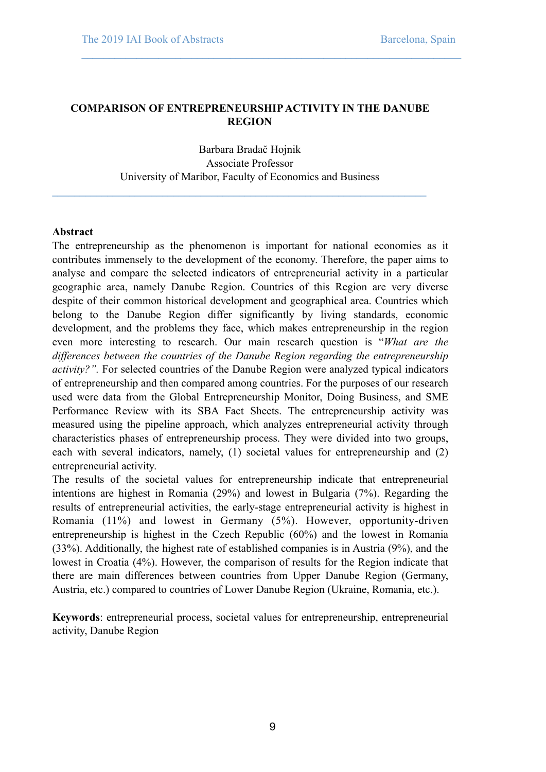# COMPARISON OF ENTREPRENEURSHIP ACTIVITY IN THE DANUBE REGION

Barbara Bradač Hojnik
Associate Professor
University of Maribor, Faculty of Economics and Business

---

**Abstract**

The entrepreneurship as the phenomenon is important for national economies as it contributes immensely to the development of the economy. Therefore, the paper aims to analyse and compare the selected indicators of entrepreneurial activity in a particular geographic area, namely Danube Region. Countries of this Region are very diverse despite of their common historical development and geographical area. Countries which belong to the Danube Region differ significantly by living standards, economic development, and the problems they face, which makes entrepreneurship in the region even more interesting to research. Our main research question is "*What are the differences between the countries of the Danube Region regarding the entrepreneurship activity?".* For selected countries of the Danube Region were analyzed typical indicators of entrepreneurship and then compared among countries. For the purposes of our research used were data from the Global Entrepreneurship Monitor, Doing Business, and SME Performance Review with its SBA Fact Sheets. The entrepreneurship activity was measured using the pipeline approach, which analyzes entrepreneurial activity through characteristics phases of entrepreneurship process. They were divided into two groups, each with several indicators, namely, (1) societal values for entrepreneurship and (2) entrepreneurial activity.

The results of the societal values for entrepreneurship indicate that entrepreneurial intentions are highest in Romania (29%) and lowest in Bulgaria (7%). Regarding the results of entrepreneurial activities, the early-stage entrepreneurial activity is highest in Romania (11%) and lowest in Germany (5%). However, opportunity-driven entrepreneurship is highest in the Czech Republic (60%) and the lowest in Romania (33%). Additionally, the highest rate of established companies is in Austria (9%), and the lowest in Croatia (4%). However, the comparison of results for the Region indicate that there are main differences between countries from Upper Danube Region (Germany, Austria, etc.) compared to countries of Lower Danube Region (Ukraine, Romania, etc.).

**Keywords**: entrepreneurial process, societal values for entrepreneurship, entrepreneurial activity, Danube Region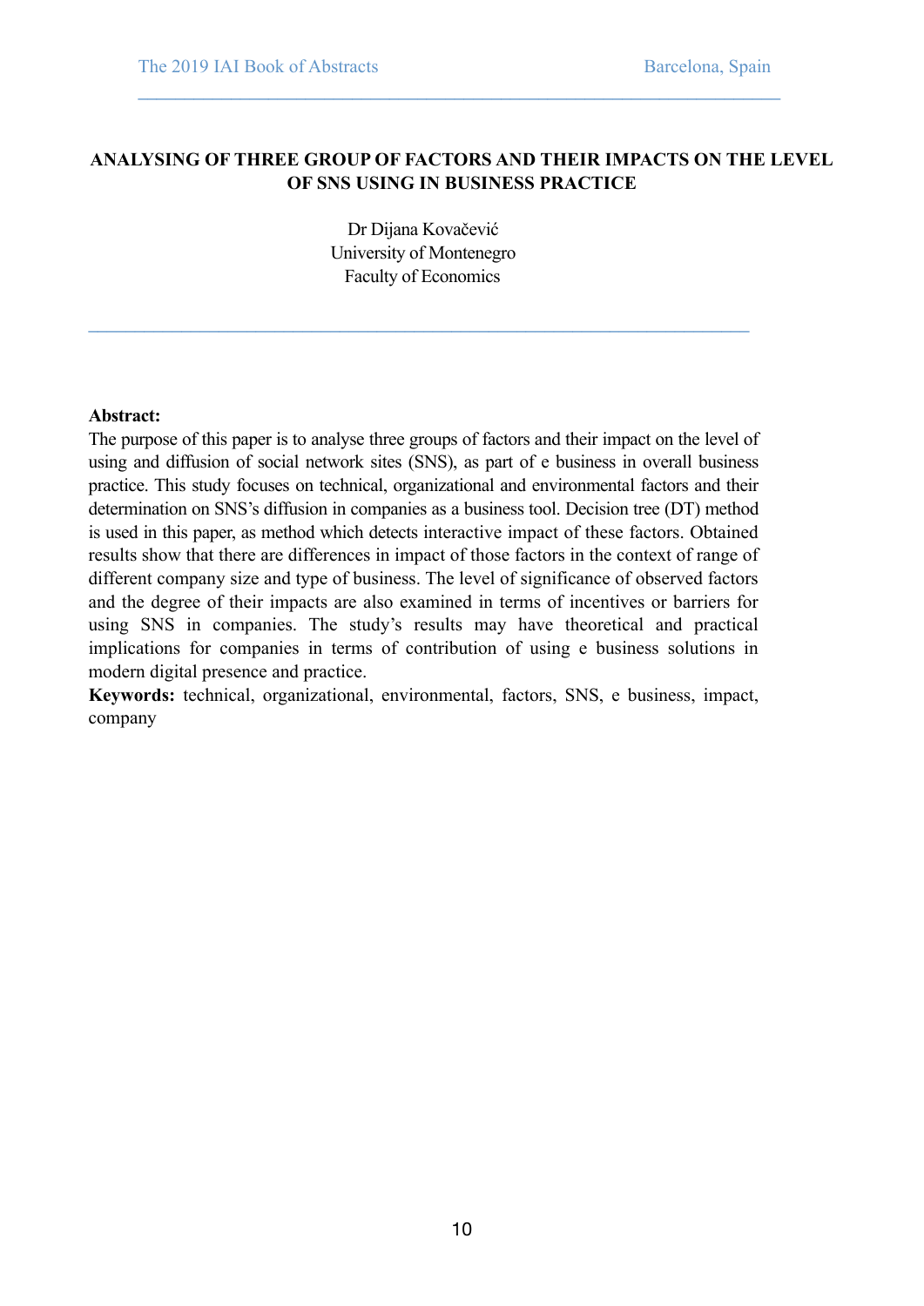# ANALYSING OF THREE GROUP OF FACTORS AND THEIR IMPACTS ON THE LEVEL OF SNS USING IN BUSINESS PRACTICE

Dr Dijana Kovačević
University of Montenegro
Faculty of Economics

**Abstract:**
The purpose of this paper is to analyse three groups of factors and their impact on the level of using and diffusion of social network sites (SNS), as part of e business in overall business practice. This study focuses on technical, organizational and environmental factors and their determination on SNS's diffusion in companies as a business tool. Decision tree (DT) method is used in this paper, as method which detects interactive impact of these factors. Obtained results show that there are differences in impact of those factors in the context of range of different company size and type of business. The level of significance of observed factors and the degree of their impacts are also examined in terms of incentives or barriers for using SNS in companies. The study's results may have theoretical and practical implications for companies in terms of contribution of using e business solutions in modern digital presence and practice.

**Keywords:** technical, organizational, environmental, factors, SNS, e business, impact, company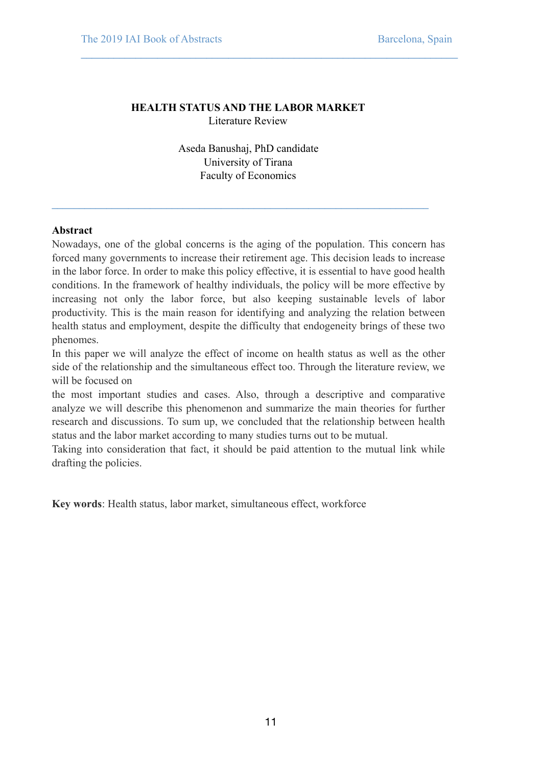# HEALTH STATUS AND THE LABOR MARKET

Literature Review

Aseda Banushaj, PhD candidate
University of Tirana
Faculty of Economics

**Abstract**

Nowadays, one of the global concerns is the aging of the population. This concern has forced many governments to increase their retirement age. This decision leads to increase in the labor force. In order to make this policy effective, it is essential to have good health conditions. In the framework of healthy individuals, the policy will be more effective by increasing not only the labor force, but also keeping sustainable levels of labor productivity. This is the main reason for identifying and analyzing the relation between health status and employment, despite the difficulty that endogeneity brings of these two phenomes.

In this paper we will analyze the effect of income on health status as well as the other side of the relationship and the simultaneous effect too. Through the literature review, we will be focused on the most important studies and cases. Also, through a descriptive and comparative analyze we will describe this phenomenon and summarize the main theories for further research and discussions. To sum up, we concluded that the relationship between health status and the labor market according to many studies turns out to be mutual.

Taking into consideration that fact, it should be paid attention to the mutual link while drafting the policies.

**Key words**: Health status, labor market, simultaneous effect, workforce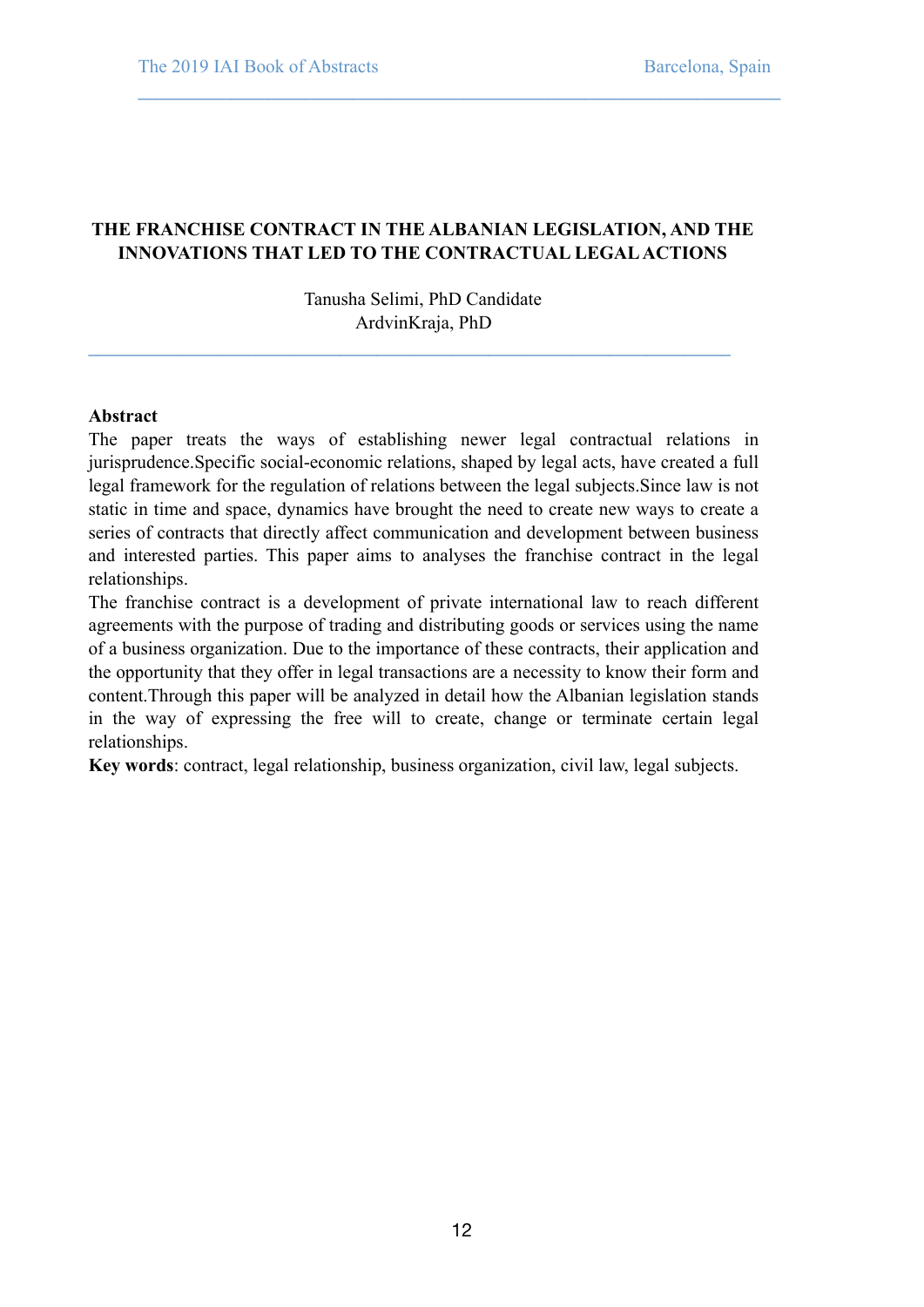## THE FRANCHISE CONTRACT IN THE ALBANIAN LEGISLATION, AND THE INNOVATIONS THAT LED TO THE CONTRACTUAL LEGAL ACTIONS

Tanusha Selimi, PhD Candidate
ArdvinKraja, PhD

---

**Abstract**

The paper treats the ways of establishing newer legal contractual relations in jurisprudence.Specific social-economic relations, shaped by legal acts, have created a full legal framework for the regulation of relations between the legal subjects.Since law is not static in time and space, dynamics have brought the need to create new ways to create a series of contracts that directly affect communication and development between business and interested parties. This paper aims to analyses the franchise contract in the legal relationships.

The franchise contract is a development of private international law to reach different agreements with the purpose of trading and distributing goods or services using the name of a business organization. Due to the importance of these contracts, their application and the opportunity that they offer in legal transactions are a necessity to know their form and content.Through this paper will be analyzed in detail how the Albanian legislation stands in the way of expressing the free will to create, change or terminate certain legal relationships.

**Key words**: contract, legal relationship, business organization, civil law, legal subjects.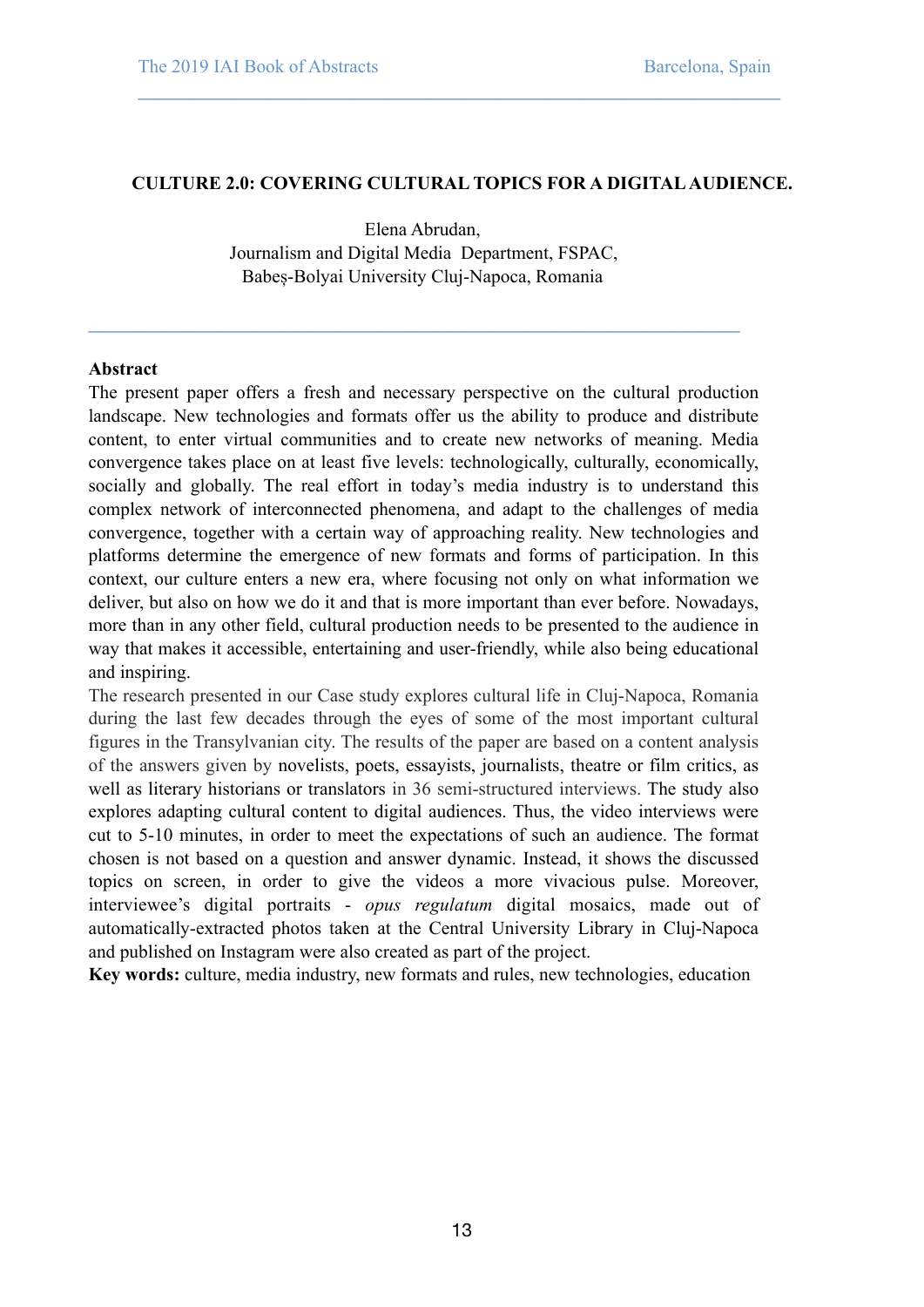# CULTURE 2.0: COVERING CULTURAL TOPICS FOR A DIGITAL AUDIENCE.

Elena Abrudan,
Journalism and Digital Media Department, FSPAC,
Babeș-Bolyai University Cluj-Napoca, Romania

---

**Abstract**

The present paper offers a fresh and necessary perspective on the cultural production landscape. New technologies and formats offer us the ability to produce and distribute content, to enter virtual communities and to create new networks of meaning. Media convergence takes place on at least five levels: technologically, culturally, economically, socially and globally. The real effort in today's media industry is to understand this complex network of interconnected phenomena, and adapt to the challenges of media convergence, together with a certain way of approaching reality. New technologies and platforms determine the emergence of new formats and forms of participation. In this context, our culture enters a new era, where focusing not only on what information we deliver, but also on how we do it and that is more important than ever before. Nowadays, more than in any other field, cultural production needs to be presented to the audience in way that makes it accessible, entertaining and user-friendly, while also being educational and inspiring.

The research presented in our Case study explores cultural life in Cluj-Napoca, Romania during the last few decades through the eyes of some of the most important cultural figures in the Transylvanian city. The results of the paper are based on a content analysis of the answers given by novelists, poets, essayists, journalists, theatre or film critics, as well as literary historians or translators in 36 semi-structured interviews. The study also explores adapting cultural content to digital audiences. Thus, the video interviews were cut to 5-10 minutes, in order to meet the expectations of such an audience. The format chosen is not based on a question and answer dynamic. Instead, it shows the discussed topics on screen, in order to give the videos a more vivacious pulse. Moreover, interviewee's digital portraits - *opus regulatum* digital mosaics, made out of automatically-extracted photos taken at the Central University Library in Cluj-Napoca and published on Instagram were also created as part of the project.

**Key words:** culture, media industry, new formats and rules, new technologies, education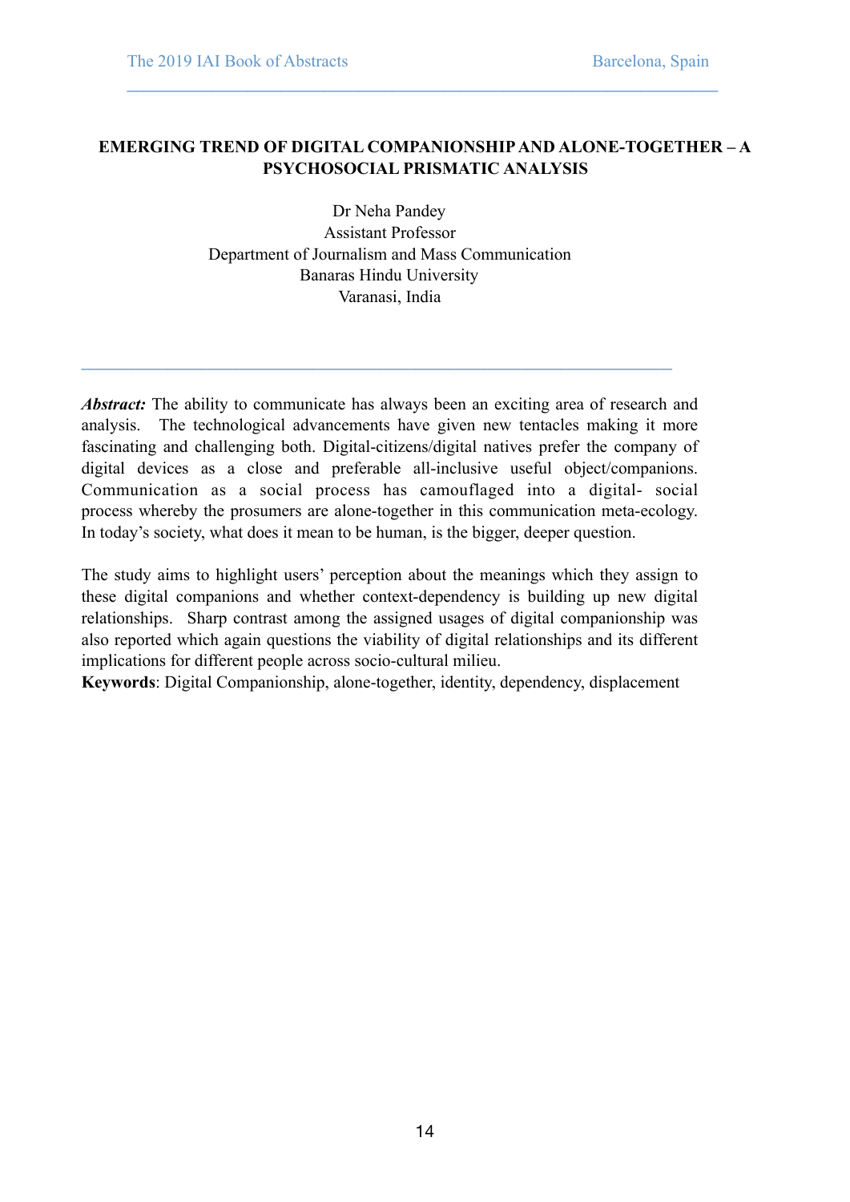## EMERGING TREND OF DIGITAL COMPANIONSHIP AND ALONE-TOGETHER – A PSYCHOSOCIAL PRISMATIC ANALYSIS

Dr Neha Pandey
Assistant Professor
Department of Journalism and Mass Communication
Banaras Hindu University
Varanasi, India

***Abstract:*** The ability to communicate has always been an exciting area of research and analysis. The technological advancements have given new tentacles making it more fascinating and challenging both. Digital-citizens/digital natives prefer the company of digital devices as a close and preferable all-inclusive useful object/companions. Communication as a social process has camouflaged into a digital- social process whereby the prosumers are alone-together in this communication meta-ecology. In today's society, what does it mean to be human, is the bigger, deeper question.

The study aims to highlight users' perception about the meanings which they assign to these digital companions and whether context-dependency is building up new digital relationships. Sharp contrast among the assigned usages of digital companionship was also reported which again questions the viability of digital relationships and its different implications for different people across socio-cultural milieu.

**Keywords**: Digital Companionship, alone-together, identity, dependency, displacement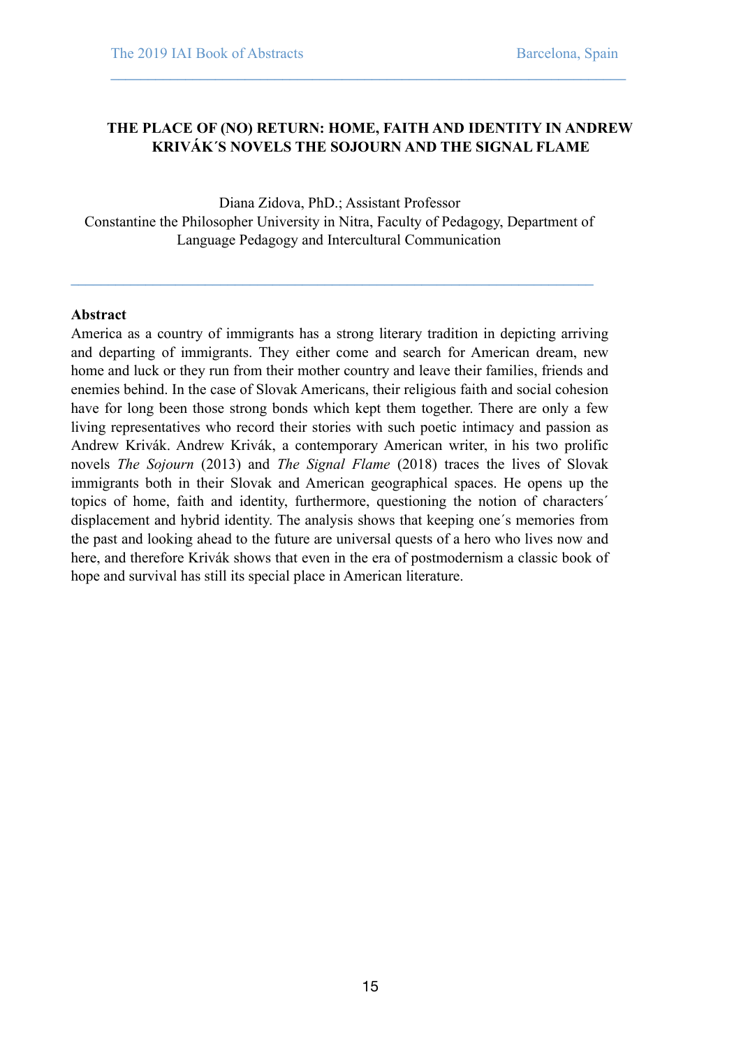# THE PLACE OF (NO) RETURN: HOME, FAITH AND IDENTITY IN ANDREW KRIVÁK´S NOVELS THE SOJOURN AND THE SIGNAL FLAME

Diana Zidova, PhD.; Assistant Professor
Constantine the Philosopher University in Nitra, Faculty of Pedagogy, Department of Language Pedagogy and Intercultural Communication

---

**Abstract**

America as a country of immigrants has a strong literary tradition in depicting arriving and departing of immigrants. They either come and search for American dream, new home and luck or they run from their mother country and leave their families, friends and enemies behind. In the case of Slovak Americans, their religious faith and social cohesion have for long been those strong bonds which kept them together. There are only a few living representatives who record their stories with such poetic intimacy and passion as Andrew Kriválk. Andrew Kriválk, a contemporary American writer, in his two prolific novels *The Sojourn* (2013) and *The Signal Flame* (2018) traces the lives of Slovak immigrants both in their Slovak and American geographical spaces. He opens up the topics of home, faith and identity, furthermore, questioning the notion of characters´ displacement and hybrid identity. The analysis shows that keeping one´s memories from the past and looking ahead to the future are universal quests of a hero who lives now and here, and therefore Kriválk shows that even in the era of postmodernism a classic book of hope and survival has still its special place in American literature.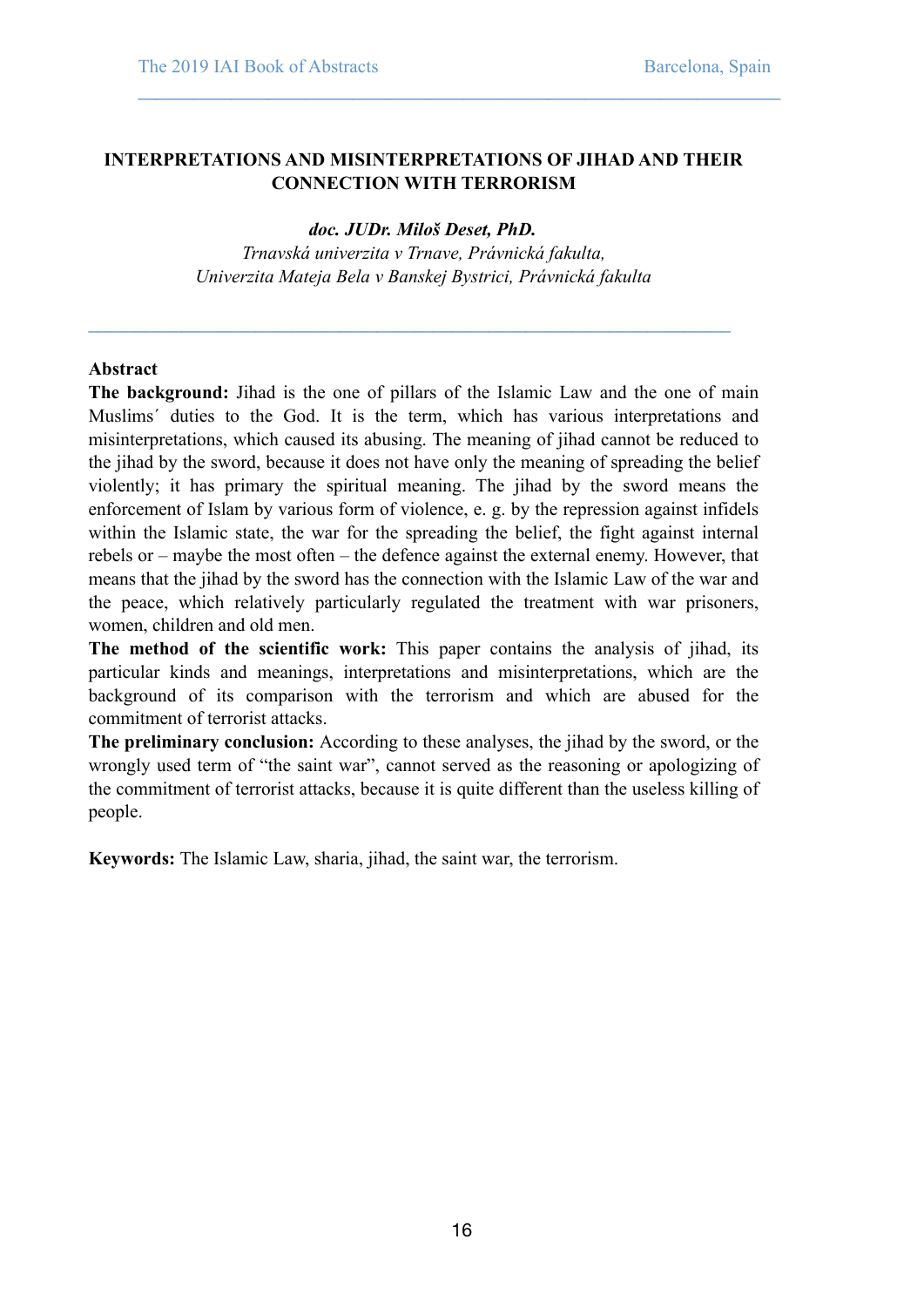## INTERPRETATIONS AND MISINTERPRETATIONS OF JIHAD AND THEIR CONNECTION WITH TERRORISM

***doc. JUDr. Miloš Deset, PhD.***

*Trnavská univerzita v Trnave, Právnická fakulta,*
*Univerzita Mateja Bela v Banskej Bystrici, Právnická fakulta*

---

**Abstract**

**The background:** Jihad is the one of pillars of the Islamic Law and the one of main Muslims´ duties to the God. It is the term, which has various interpretations and misinterpretations, which caused its abusing. The meaning of jihad cannot be reduced to the jihad by the sword, because it does not have only the meaning of spreading the belief violently; it has primary the spiritual meaning. The jihad by the sword means the enforcement of Islam by various form of violence, e. g. by the repression against infidels within the Islamic state, the war for the spreading the belief, the fight against internal rebels or – maybe the most often – the defence against the external enemy. However, that means that the jihad by the sword has the connection with the Islamic Law of the war and the peace, which relatively particularly regulated the treatment with war prisoners, women, children and old men.

**The method of the scientific work:** This paper contains the analysis of jihad, its particular kinds and meanings, interpretations and misinterpretations, which are the background of its comparison with the terrorism and which are abused for the commitment of terrorist attacks.

**The preliminary conclusion:** According to these analyses, the jihad by the sword, or the wrongly used term of "the saint war", cannot served as the reasoning or apologizing of the commitment of terrorist attacks, because it is quite different than the useless killing of people.

**Keywords:** The Islamic Law, sharia, jihad, the saint war, the terrorism.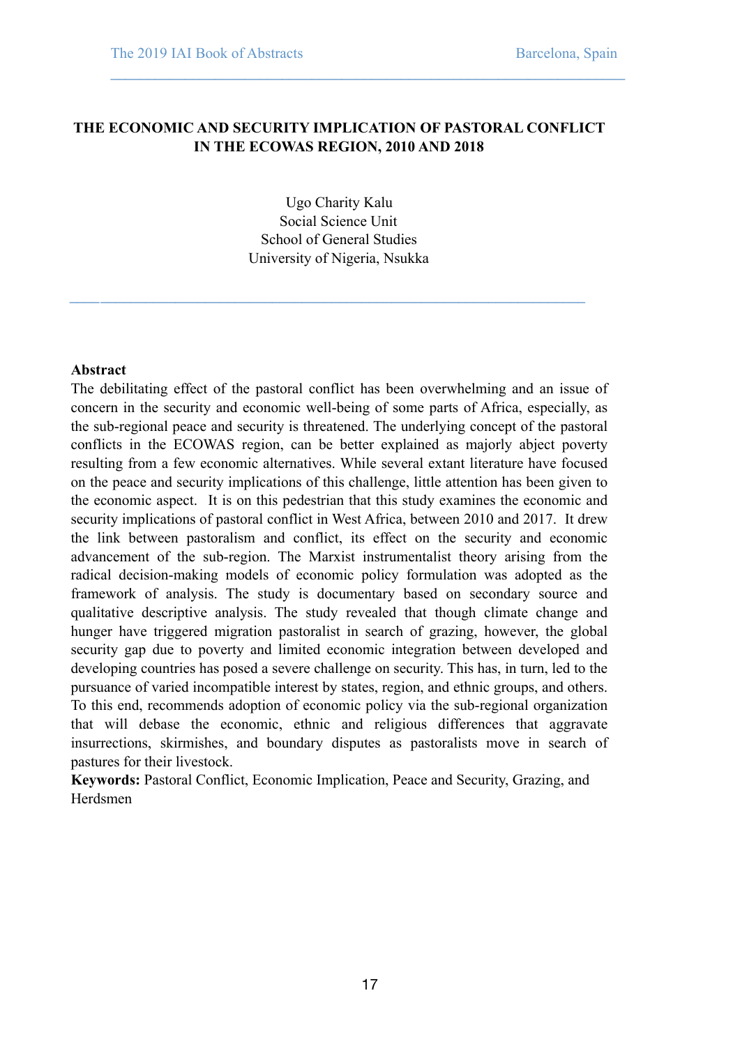# THE ECONOMIC AND SECURITY IMPLICATION OF PASTORAL CONFLICT IN THE ECOWAS REGION, 2010 AND 2018

Ugo Charity Kalu
Social Science Unit
School of General Studies
University of Nigeria, Nsukka

**Abstract**

The debilitating effect of the pastoral conflict has been overwhelming and an issue of concern in the security and economic well-being of some parts of Africa, especially, as the sub-regional peace and security is threatened. The underlying concept of the pastoral conflicts in the ECOWAS region, can be better explained as majorly abject poverty resulting from a few economic alternatives. While several extant literature have focused on the peace and security implications of this challenge, little attention has been given to the economic aspect. It is on this pedestrian that this study examines the economic and security implications of pastoral conflict in West Africa, between 2010 and 2017. It drew the link between pastoralism and conflict, its effect on the security and economic advancement of the sub-region. The Marxist instrumentalist theory arising from the radical decision-making models of economic policy formulation was adopted as the framework of analysis. The study is documentary based on secondary source and qualitative descriptive analysis. The study revealed that though climate change and hunger have triggered migration pastoralist in search of grazing, however, the global security gap due to poverty and limited economic integration between developed and developing countries has posed a severe challenge on security. This has, in turn, led to the pursuance of varied incompatible interest by states, region, and ethnic groups, and others. To this end, recommends adoption of economic policy via the sub-regional organization that will debase the economic, ethnic and religious differences that aggravate insurrections, skirmishes, and boundary disputes as pastoralists move in search of pastures for their livestock.

**Keywords:** Pastoral Conflict, Economic Implication, Peace and Security, Grazing, and Herdsmen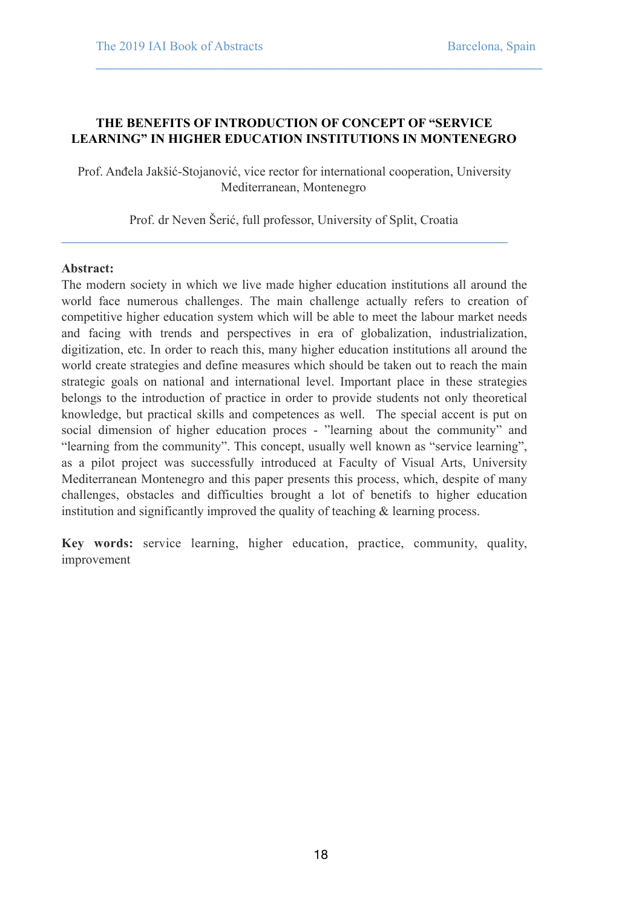# THE BENEFITS OF INTRODUCTION OF CONCEPT OF "SERVICE LEARNING" IN HIGHER EDUCATION INSTITUTIONS IN MONTENEGRO

Prof. Anđela Jakšić-Stojanović, vice rector for international cooperation, University Mediterranean, Montenegro

Prof. dr Neven Šerić, full professor, University of Split, Croatia

---

**Abstract:**
The modern society in which we live made higher education institutions all around the world face numerous challenges. The main challenge actually refers to creation of competitive higher education system which will be able to meet the labour market needs and facing with trends and perspectives in era of globalization, industrialization, digitization, etc. In order to reach this, many higher education institutions all around the world create strategies and define measures which should be taken out to reach the main strategic goals on national and international level. Important place in these strategies belongs to the introduction of practice in order to provide students not only theoretical knowledge, but practical skills and competences as well. The special accent is put on social dimension of higher education proces - "learning about the community" and "learning from the community". This concept, usually well known as "service learning", as a pilot project was successfully introduced at Faculty of Visual Arts, University Mediterranean Montenegro and this paper presents this process, which, despite of many challenges, obstacles and difficulties brought a lot of benefits to higher education institution and significantly improved the quality of teaching & learning process.

**Key words:** service learning, higher education, practice, community, quality, improvement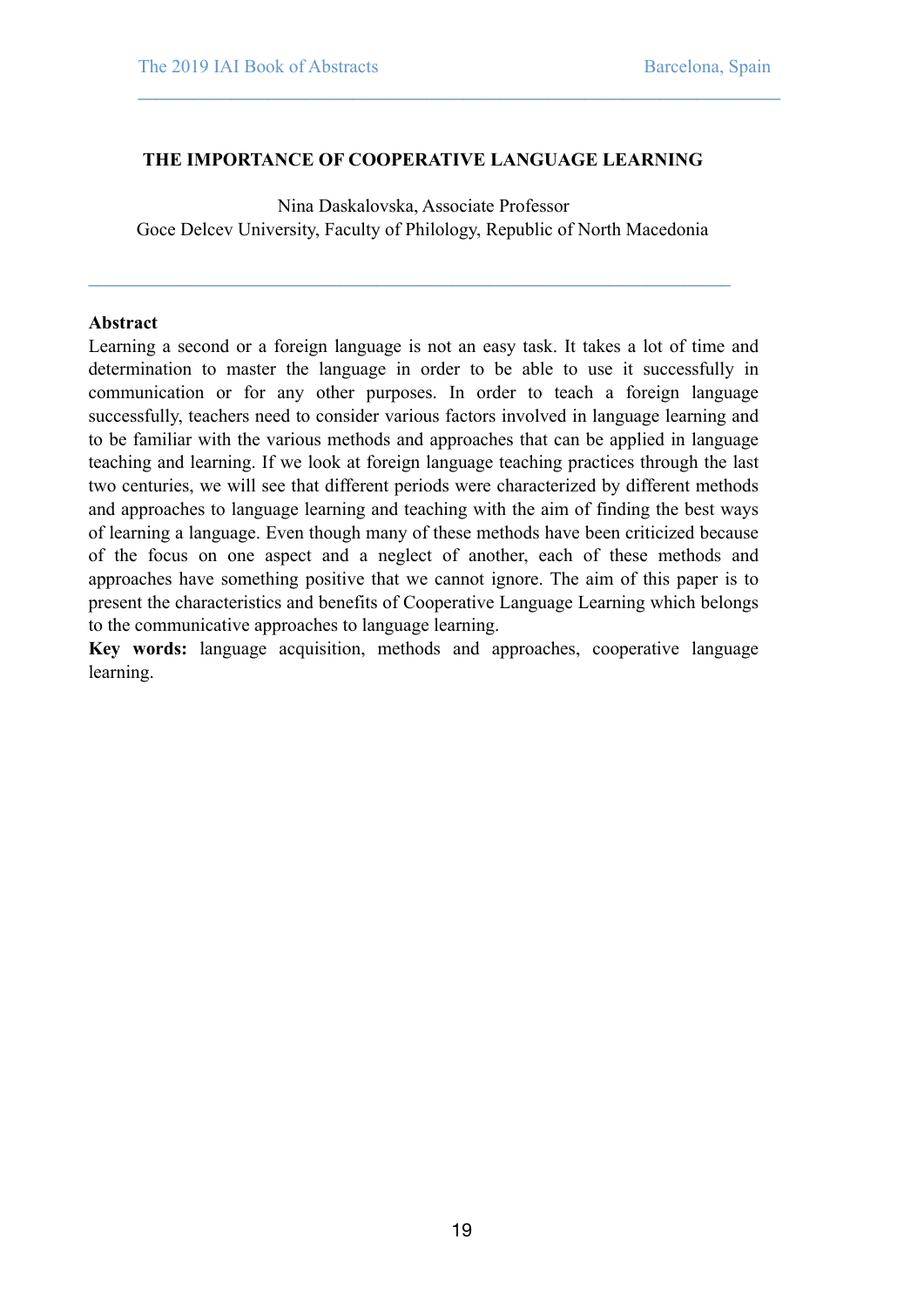# THE IMPORTANCE OF COOPERATIVE LANGUAGE LEARNING

Nina Daskalovska, Associate Professor
Goce Delcev University, Faculty of Philology, Republic of North Macedonia

---

**Abstract**

Learning a second or a foreign language is not an easy task. It takes a lot of time and determination to master the language in order to be able to use it successfully in communication or for any other purposes. In order to teach a foreign language successfully, teachers need to consider various factors involved in language learning and to be familiar with the various methods and approaches that can be applied in language teaching and learning. If we look at foreign language teaching practices through the last two centuries, we will see that different periods were characterized by different methods and approaches to language learning and teaching with the aim of finding the best ways of learning a language. Even though many of these methods have been criticized because of the focus on one aspect and a neglect of another, each of these methods and approaches have something positive that we cannot ignore. The aim of this paper is to present the characteristics and benefits of Cooperative Language Learning which belongs to the communicative approaches to language learning.

**Key words:** language acquisition, methods and approaches, cooperative language learning.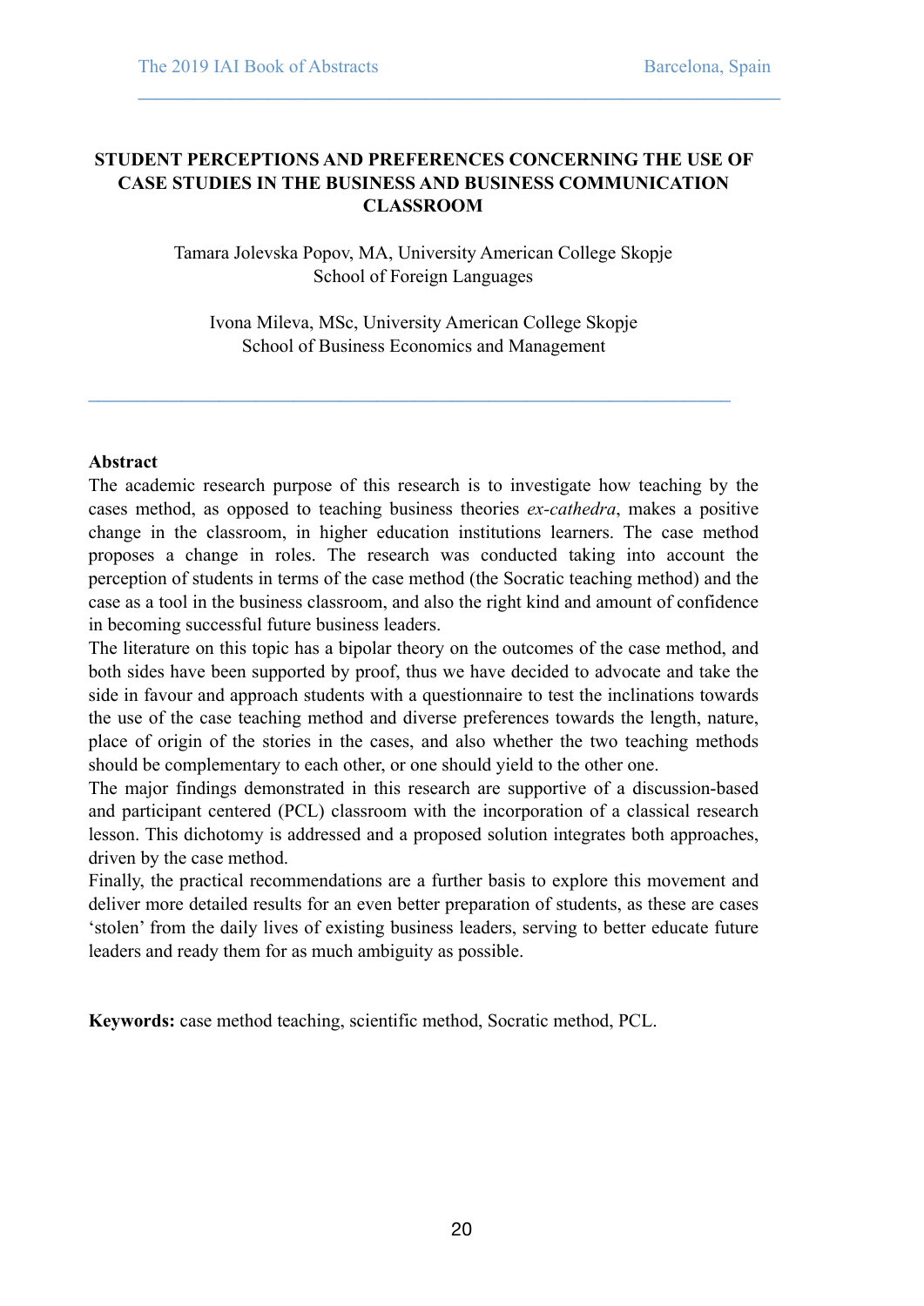# STUDENT PERCEPTIONS AND PREFERENCES CONCERNING THE USE OF CASE STUDIES IN THE BUSINESS AND BUSINESS COMMUNICATION CLASSROOM

Tamara Jolevska Popov, MA, University American College Skopje
School of Foreign Languages

Ivona Mileva, MSc, University American College Skopje
School of Business Economics and Management

---

**Abstract**

The academic research purpose of this research is to investigate how teaching by the cases method, as opposed to teaching business theories *ex-cathedra*, makes a positive change in the classroom, in higher education institutions learners. The case method proposes a change in roles. The research was conducted taking into account the perception of students in terms of the case method (the Socratic teaching method) and the case as a tool in the business classroom, and also the right kind and amount of confidence in becoming successful future business leaders.

The literature on this topic has a bipolar theory on the outcomes of the case method, and both sides have been supported by proof, thus we have decided to advocate and take the side in favour and approach students with a questionnaire to test the inclinations towards the use of the case teaching method and diverse preferences towards the length, nature, place of origin of the stories in the cases, and also whether the two teaching methods should be complementary to each other, or one should yield to the other one.

The major findings demonstrated in this research are supportive of a discussion-based and participant centered (PCL) classroom with the incorporation of a classical research lesson. This dichotomy is addressed and a proposed solution integrates both approaches, driven by the case method.

Finally, the practical recommendations are a further basis to explore this movement and deliver more detailed results for an even better preparation of students, as these are cases 'stolen' from the daily lives of existing business leaders, serving to better educate future leaders and ready them for as much ambiguity as possible.

**Keywords:** case method teaching, scientific method, Socratic method, PCL.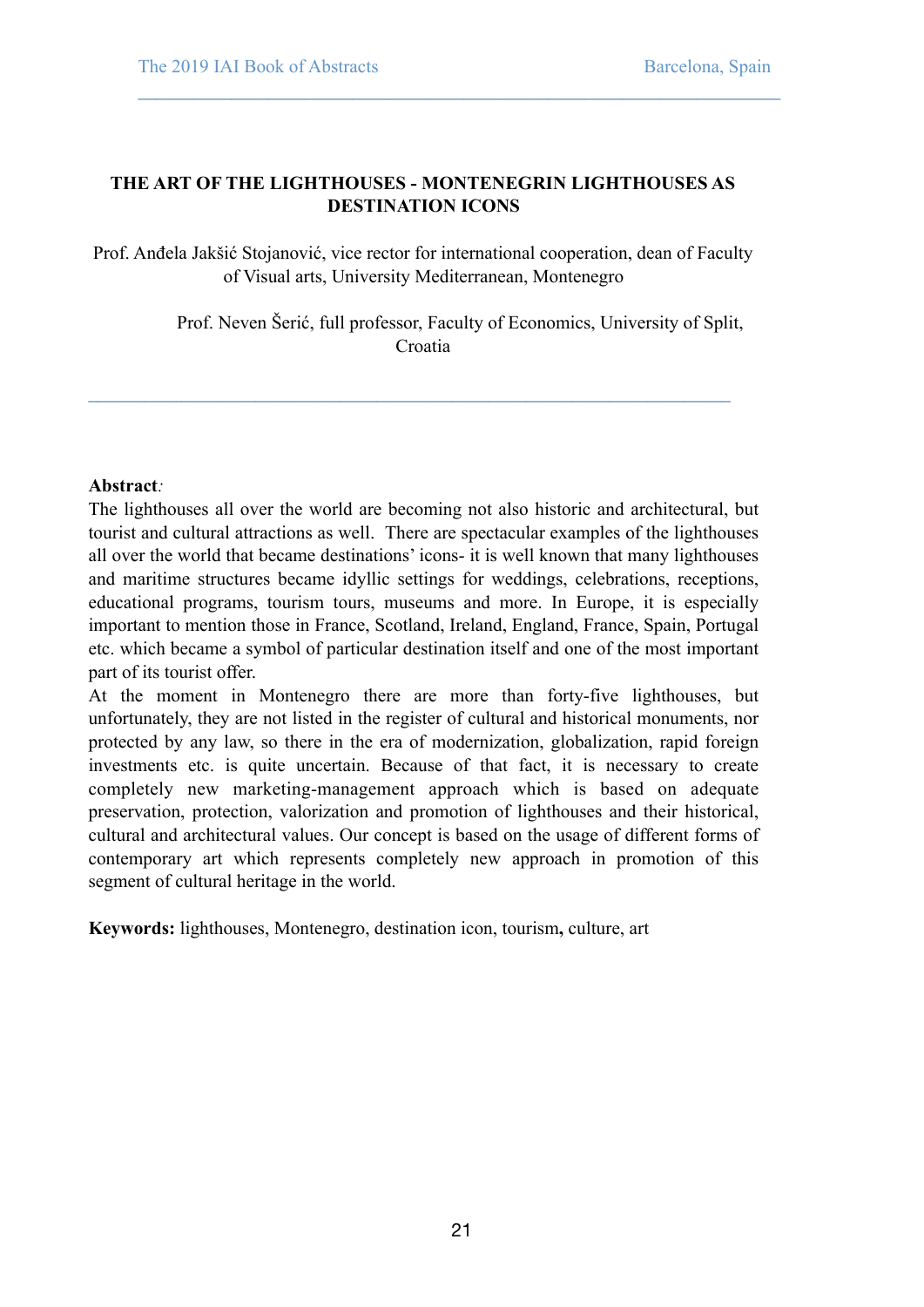# THE ART OF THE LIGHTHOUSES - MONTENEGRIN LIGHTHOUSES AS DESTINATION ICONS

Prof. Anđela Jakšić Stojanović, vice rector for international cooperation, dean of Faculty of Visual arts, University Mediterranean, Montenegro

Prof. Neven Šerić, full professor, Faculty of Economics, University of Split, Croatia

---

**Abstract***:*
The lighthouses all over the world are becoming not also historic and architectural, but tourist and cultural attractions as well. There are spectacular examples of the lighthouses all over the world that became destinations' icons- it is well known that many lighthouses and maritime structures became idyllic settings for weddings, celebrations, receptions, educational programs, tourism tours, museums and more. In Europe, it is especially important to mention those in France, Scotland, Ireland, England, France, Spain, Portugal etc. which became a symbol of particular destination itself and one of the most important part of its tourist offer.
At the moment in Montenegro there are more than forty-five lighthouses, but unfortunately, they are not listed in the register of cultural and historical monuments, nor protected by any law, so there in the era of modernization, globalization, rapid foreign investments etc. is quite uncertain. Because of that fact, it is necessary to create completely new marketing-management approach which is based on adequate preservation, protection, valorization and promotion of lighthouses and their historical, cultural and architectural values. Our concept is based on the usage of different forms of contemporary art which represents completely new approach in promotion of this segment of cultural heritage in the world.

**Keywords:** lighthouses, Montenegro, destination icon, tourism**,** culture, art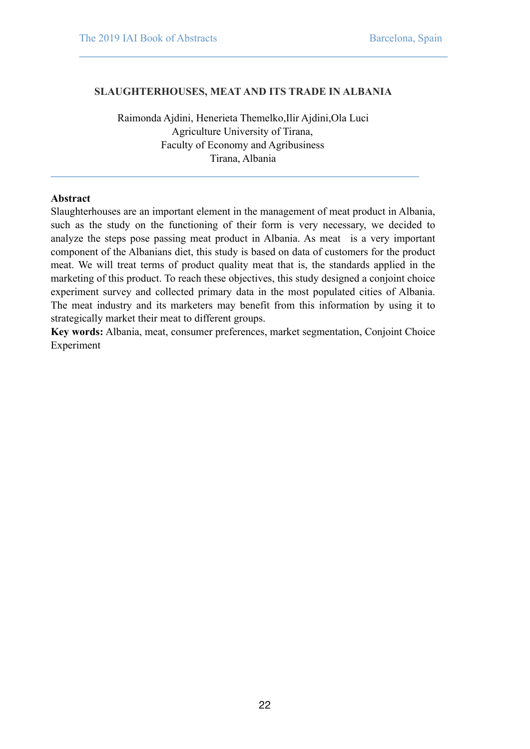## SLAUGHTERHOUSES, MEAT AND ITS TRADE IN ALBANIA

Raimonda Ajdini, Henerieta Themelko,Ilir Ajdini,Ola Luci
Agriculture University of Tirana,
Faculty of Economy and Agribusiness
Tirana, Albania

---

**Abstract**

Slaughterhouses are an important element in the management of meat product in Albania, such as the study on the functioning of their form is very necessary, we decided to analyze the steps pose passing meat product in Albania. As meat is a very important component of the Albanians diet, this study is based on data of customers for the product meat. We will treat terms of product quality meat that is, the standards applied in the marketing of this product. To reach these objectives, this study designed a conjoint choice experiment survey and collected primary data in the most populated cities of Albania. The meat industry and its marketers may benefit from this information by using it to strategically market their meat to different groups.

**Key words:** Albania, meat, consumer preferences, market segmentation, Conjoint Choice Experiment